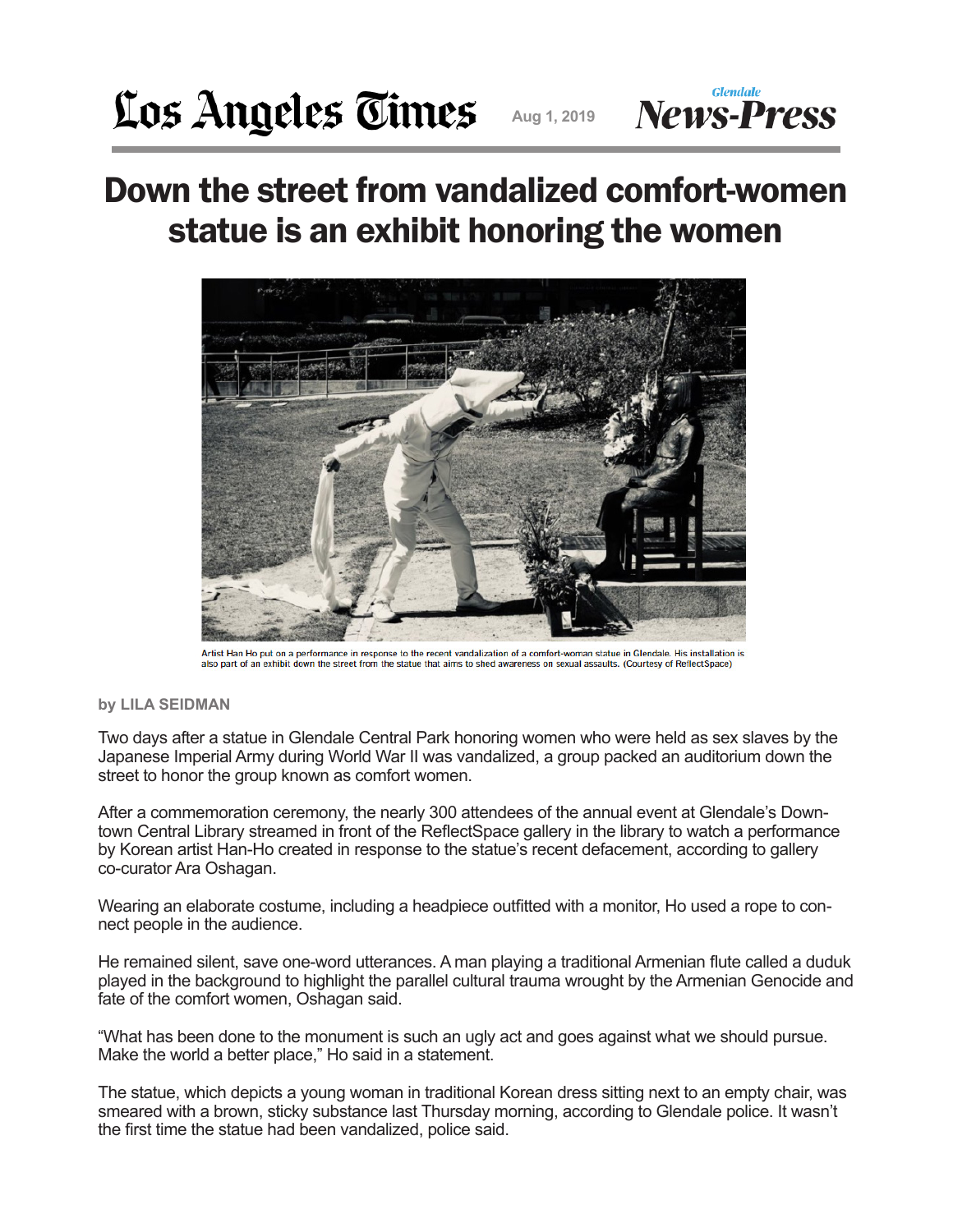Los Angeles Times Aug 1, 2019 Glendale News-Press

# Down the street from vandalized comfort-women statue is an exhibit honoring the women

Artist Han Ho put on a performance in response to the recent vandalization of a comfort-woman statue in Glendale. His installation is also part of an exhibit down the street from the statue that aims to shed awareness on sexual assaults. (Courtesy of ReflectSpace)

by LILA SEIDMAN

Two days after a statue in Glendale Central Park honoring women who were held as sex slaves by the Japanese Imperial Army during World War II was vandalized, a group packed an auditorium down the street to honor the group known as comfort women.

After a commemoration ceremony, the nearly 300 attendees of the annual event at Glendale's Downtown Central Library streamed in front of the ReflectSpace gallery in the library to watch a performance by Korean artist Han-Ho created in response to the statue's recent defacement, according to gallery co-curator Ara Oshagan.

Wearing an elaborate costume, including a headpiece outfitted with a monitor, Ho used a rope to connect people in the audience.

He remained silent, save one-word utterances. A man playing a traditional Armenian flute called a duduk played in the background to highlight the parallel cultural trauma wrought by the Armenian Genocide and fate of the comfort women, Oshagan said.

"What has been done to the monument is such an ugly act and goes against what we should pursue. Make the world a better place," Ho said in a statement.

The statue, which depicts a young woman in traditional Korean dress sitting next to an empty chair, was smeared with a brown, sticky substance last Thursday morning, according to Glendale police. It wasn't the first time the statue had been vandalized, police said.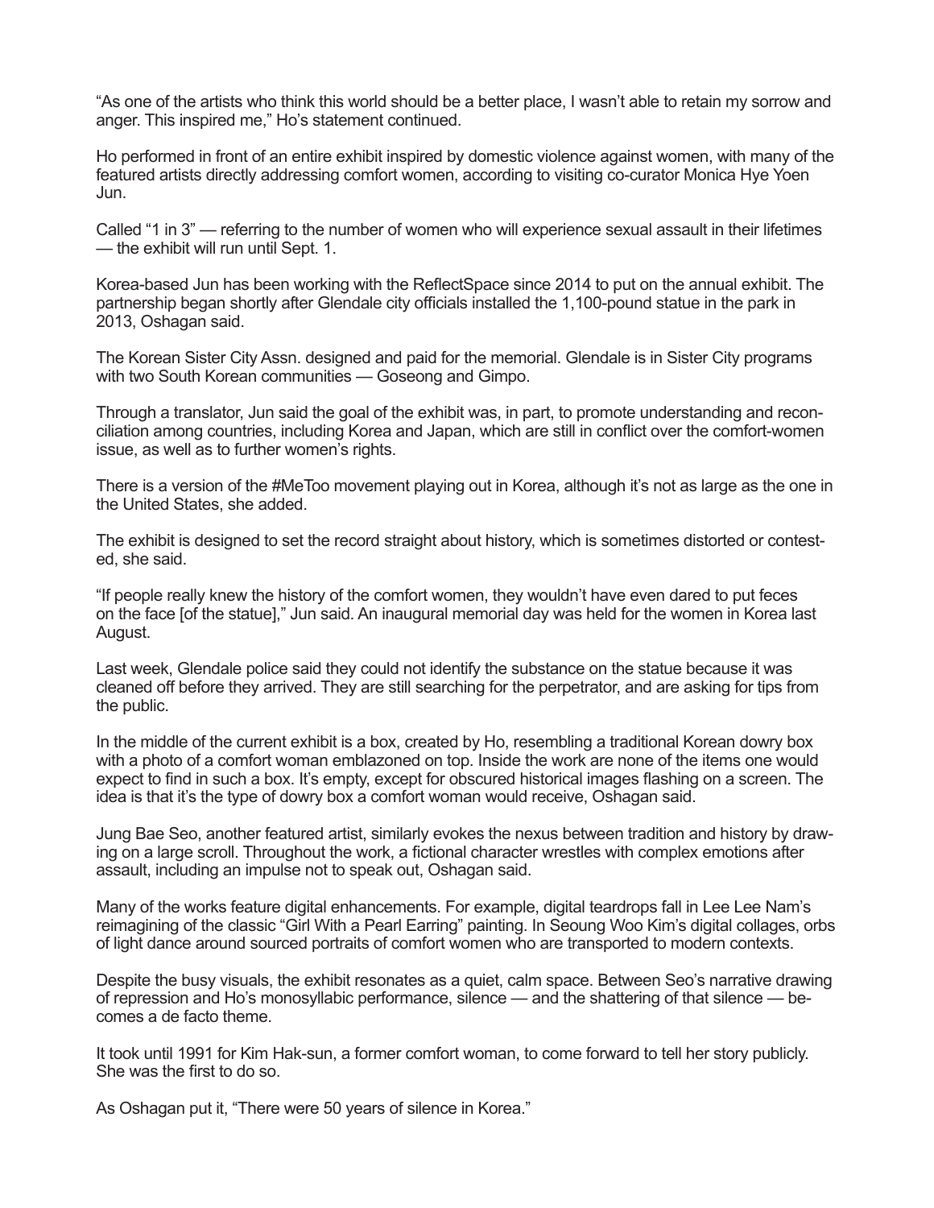"As one of the artists who think this world should be a better place, I wasn't able to retain my sorrow and anger. This inspired me," Ho's statement continued.

Ho performed in front of an entire exhibit inspired by domestic violence against women, with many of the featured artists directly addressing comfort women, according to visiting co-curator Monica Hye Yoen Jun.

Called "1 in 3" — referring to the number of women who will experience sexual assault in their lifetimes — the exhibit will run until Sept. 1.

Korea-based Jun has been working with the ReflectSpace since 2014 to put on the annual exhibit. The partnership began shortly after Glendale city officials installed the 1,100-pound statue in the park in 2013, Oshagan said.

The Korean Sister City Assn. designed and paid for the memorial. Glendale is in Sister City programs with two South Korean communities — Goseong and Gimpo.

Through a translator, Jun said the goal of the exhibit was, in part, to promote understanding and reconciliation among countries, including Korea and Japan, which are still in conflict over the comfort-women issue, as well as to further women's rights.

There is a version of the #MeToo movement playing out in Korea, although it's not as large as the one in the United States, she added.

The exhibit is designed to set the record straight about history, which is sometimes distorted or contested, she said.

"If people really knew the history of the comfort women, they wouldn't have even dared to put feces on the face [of the statue]," Jun said. An inaugural memorial day was held for the women in Korea last August.

Last week, Glendale police said they could not identify the substance on the statue because it was cleaned off before they arrived. They are still searching for the perpetrator, and are asking for tips from the public.

In the middle of the current exhibit is a box, created by Ho, resembling a traditional Korean dowry box with a photo of a comfort woman emblazoned on top. Inside the work are none of the items one would expect to find in such a box. It's empty, except for obscured historical images flashing on a screen. The idea is that it's the type of dowry box a comfort woman would receive, Oshagan said.

Jung Bae Seo, another featured artist, similarly evokes the nexus between tradition and history by drawing on a large scroll. Throughout the work, a fictional character wrestles with complex emotions after assault, including an impulse not to speak out, Oshagan said.

Many of the works feature digital enhancements. For example, digital teardrops fall in Lee Lee Nam's reimagining of the classic "Girl With a Pearl Earring" painting. In Seoung Woo Kim's digital collages, orbs of light dance around sourced portraits of comfort women who are transported to modern contexts.

Despite the busy visuals, the exhibit resonates as a quiet, calm space. Between Seo's narrative drawing of repression and Ho's monosyllabic performance, silence — and the shattering of that silence — becomes a de facto theme.

It took until 1991 for Kim Hak-sun, a former comfort woman, to come forward to tell her story publicly. She was the first to do so.

As Oshagan put it, "There were 50 years of silence in Korea."